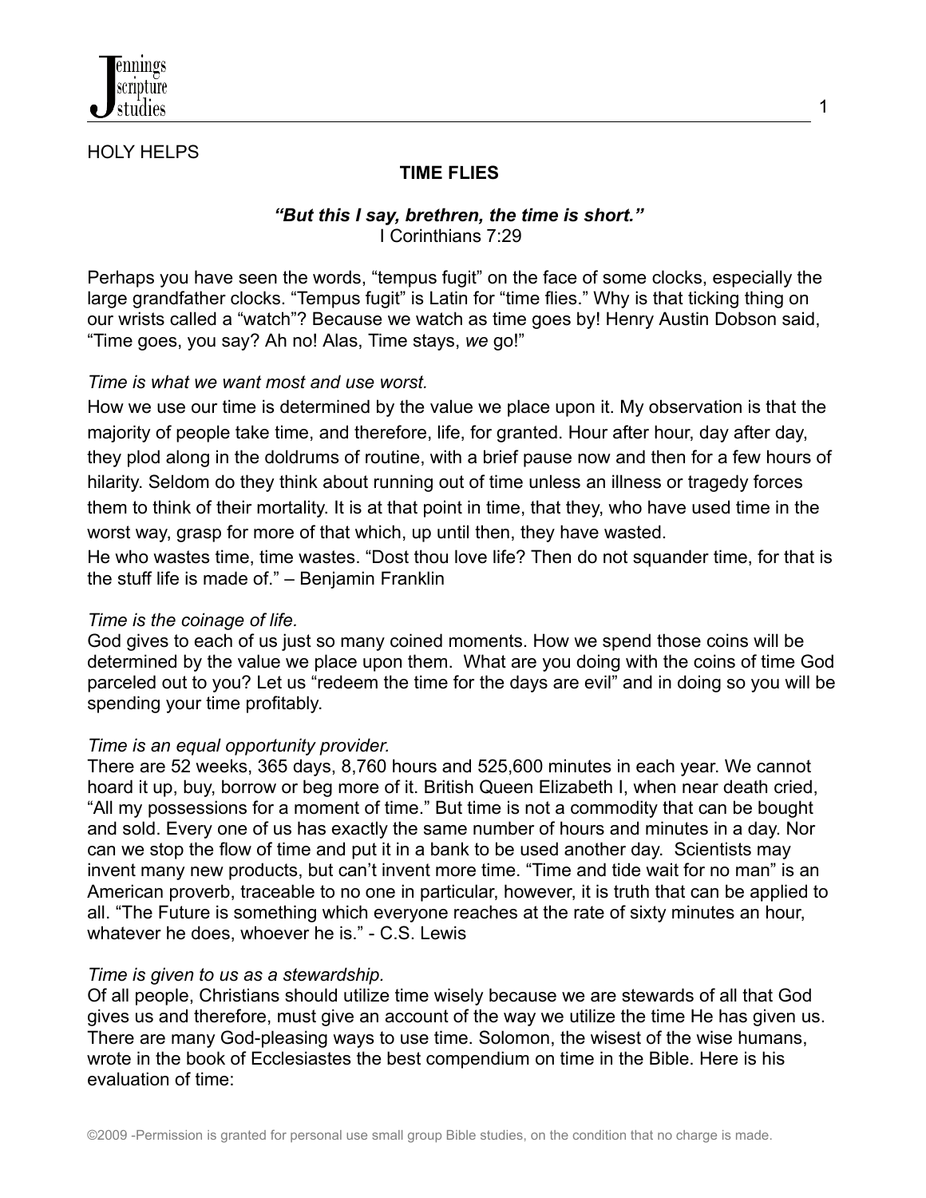HOLY HELPS

# TIME FLIES

***"But this I say, brethren, the time is short."***
I Corinthians 7:29

Perhaps you have seen the words, "tempus fugit" on the face of some clocks, especially the large grandfather clocks. "Tempus fugit" is Latin for "time flies." Why is that ticking thing on our wrists called a "watch"? Because we watch as time goes by! Henry Austin Dobson said, "Time goes, you say? Ah no! Alas, Time stays, *we* go!"

*Time is what we want most and use worst.*

How we use our time is determined by the value we place upon it. My observation is that the majority of people take time, and therefore, life, for granted. Hour after hour, day after day, they plod along in the doldrums of routine, with a brief pause now and then for a few hours of hilarity. Seldom do they think about running out of time unless an illness or tragedy forces them to think of their mortality. It is at that point in time, that they, who have used time in the worst way, grasp for more of that which, up until then, they have wasted.

He who wastes time, time wastes. "Dost thou love life? Then do not squander time, for that is the stuff life is made of." – Benjamin Franklin

*Time is the coinage of life.*

God gives to each of us just so many coined moments. How we spend those coins will be determined by the value we place upon them. What are you doing with the coins of time God parceled out to you? Let us "redeem the time for the days are evil" and in doing so you will be spending your time profitably.

*Time is an equal opportunity provider.*

There are 52 weeks, 365 days, 8,760 hours and 525,600 minutes in each year. We cannot hoard it up, buy, borrow or beg more of it. British Queen Elizabeth I, when near death cried, "All my possessions for a moment of time." But time is not a commodity that can be bought and sold. Every one of us has exactly the same number of hours and minutes in a day. Nor can we stop the flow of time and put it in a bank to be used another day. Scientists may invent many new products, but can't invent more time. "Time and tide wait for no man" is an American proverb, traceable to no one in particular, however, it is truth that can be applied to all. "The Future is something which everyone reaches at the rate of sixty minutes an hour, whatever he does, whoever he is." - C.S. Lewis

*Time is given to us as a stewardship.*

Of all people, Christians should utilize time wisely because we are stewards of all that God gives us and therefore, must give an account of the way we utilize the time He has given us. There are many God-pleasing ways to use time. Solomon, the wisest of the wise humans, wrote in the book of Ecclesiastes the best compendium on time in the Bible. Here is his evaluation of time: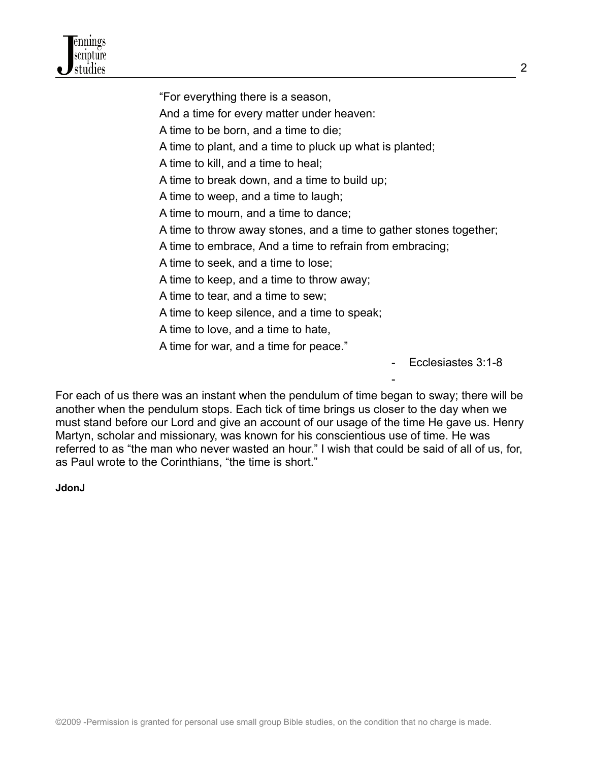"For everything there is a season,
And a time for every matter under heaven:
A time to be born, and a time to die;
A time to plant, and a time to pluck up what is planted;
A time to kill, and a time to heal;
A time to break down, and a time to build up;
A time to weep, and a time to laugh;
A time to mourn, and a time to dance;
A time to throw away stones, and a time to gather stones together;
A time to embrace, And a time to refrain from embracing;
A time to seek, and a time to lose;
A time to keep, and a time to throw away;
A time to tear, and a time to sew;
A time to keep silence, and a time to speak;
A time to love, and a time to hate,
A time for war, and a time for peace."

- Ecclesiastes 3:1-8

For each of us there was an instant when the pendulum of time began to sway; there will be another when the pendulum stops. Each tick of time brings us closer to the day when we must stand before our Lord and give an account of our usage of the time He gave us. Henry Martyn, scholar and missionary, was known for his conscientious use of time. He was referred to as "the man who never wasted an hour." I wish that could be said of all of us, for, as Paul wrote to the Corinthians, "the time is short."

**JdonJ**

©2009 -Permission is granted for personal use small group Bible studies, on the condition that no charge is made.